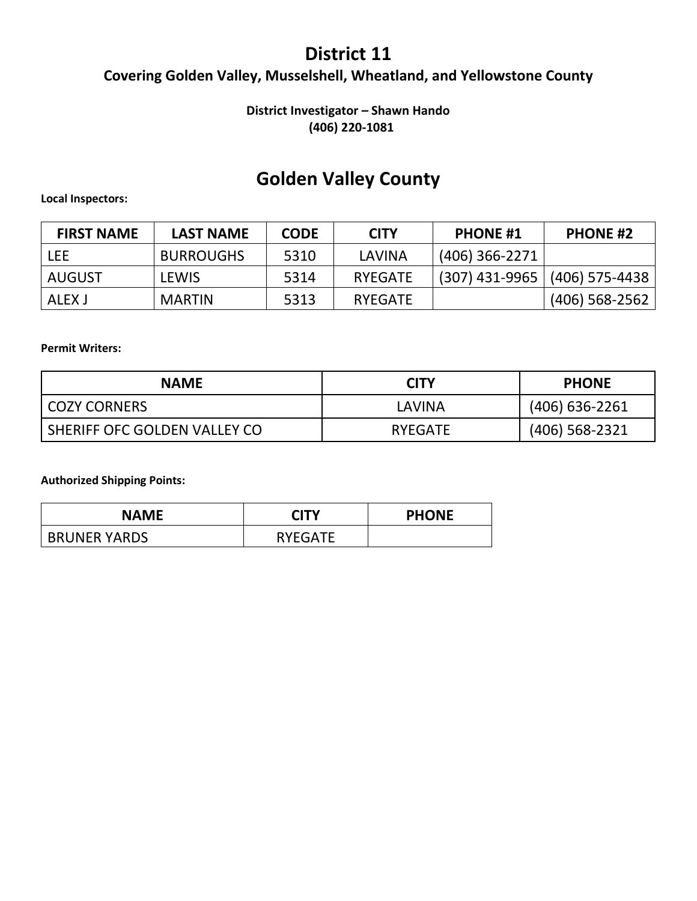# District 11

## Covering Golden Valley, Musselshell, Wheatland, and Yellowstone County

**District Investigator – Shawn Hando**
**(406) 220-1081**

## Golden Valley County

**Local Inspectors:**

| FIRST NAME | LAST NAME | CODE | CITY | PHONE #1 | PHONE #2 |
|---|---|---|---|---|---|
| LEE | BURROUGHS | 5310 | LAVINA | (406) 366-2271 | |
| AUGUST | LEWIS | 5314 | RYEGATE | (307) 431-9965 | (406) 575-4438 |
| ALEX J | MARTIN | 5313 | RYEGATE | | (406) 568-2562 |

**Permit Writers:**

| NAME | CITY | PHONE |
|---|---|---|
| COZY CORNERS | LAVINA | (406) 636-2261 |
| SHERIFF OFC GOLDEN VALLEY CO | RYEGATE | (406) 568-2321 |

**Authorized Shipping Points:**

| NAME | CITY | PHONE |
|---|---|---|
| BRUNER YARDS | RYEGATE | |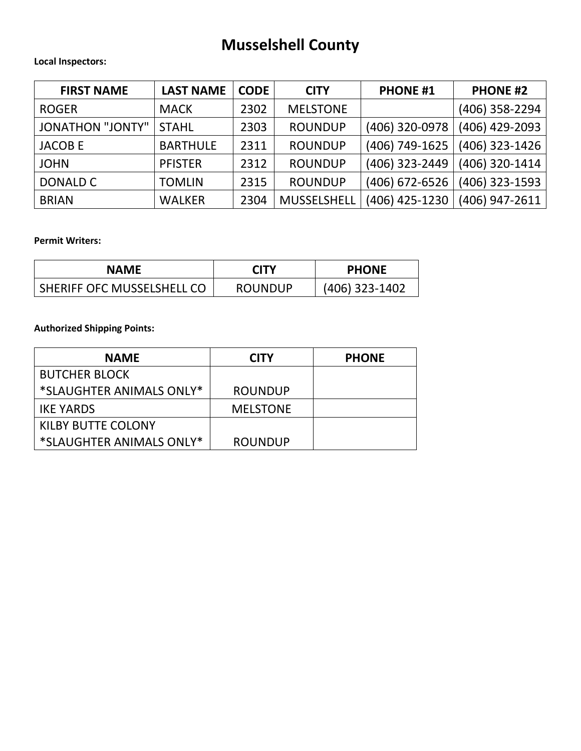# Musselshell County

**Local Inspectors:**

| FIRST NAME | LAST NAME | CODE | CITY | PHONE #1 | PHONE #2 |
| --- | --- | --- | --- | --- | --- |
| ROGER | MACK | 2302 | MELSTONE | | (406) 358-2294 |
| JONATHON "JONTY" | STAHL | 2303 | ROUNDUP | (406) 320-0978 | (406) 429-2093 |
| JACOB E | BARTHULE | 2311 | ROUNDUP | (406) 749-1625 | (406) 323-1426 |
| JOHN | PFISTER | 2312 | ROUNDUP | (406) 323-2449 | (406) 320-1414 |
| DONALD C | TOMLIN | 2315 | ROUNDUP | (406) 672-6526 | (406) 323-1593 |
| BRIAN | WALKER | 2304 | MUSSELSHELL | (406) 425-1230 | (406) 947-2611 |

**Permit Writers:**

| NAME | CITY | PHONE |
| --- | --- | --- |
| SHERIFF OFC MUSSELSHELL CO | ROUNDUP | (406) 323-1402 |

**Authorized Shipping Points:**

| NAME | CITY | PHONE |
| --- | --- | --- |
| BUTCHER BLOCK *SLAUGHTER ANIMALS ONLY* | ROUNDUP | |
| IKE YARDS | MELSTONE | |
| KILBY BUTTE COLONY *SLAUGHTER ANIMALS ONLY* | ROUNDUP | |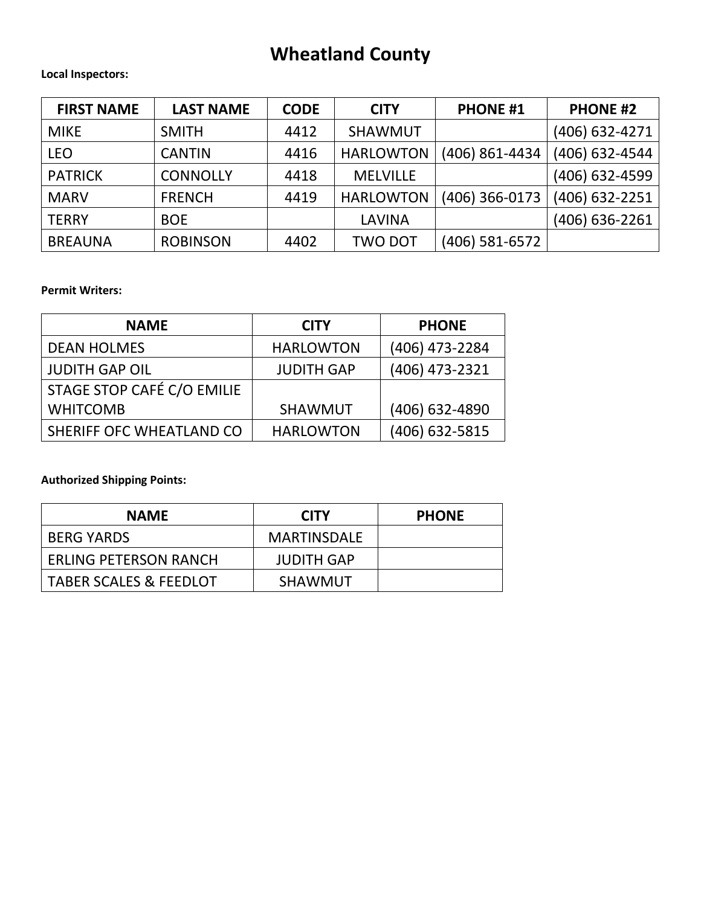# Wheatland County

**Local Inspectors:**

| FIRST NAME | LAST NAME | CODE | CITY | PHONE #1 | PHONE #2 |
|---|---|---|---|---|---|
| MIKE | SMITH | 4412 | SHAWMUT | | (406) 632-4271 |
| LEO | CANTIN | 4416 | HARLOWTON | (406) 861-4434 | (406) 632-4544 |
| PATRICK | CONNOLLY | 4418 | MELVILLE | | (406) 632-4599 |
| MARV | FRENCH | 4419 | HARLOWTON | (406) 366-0173 | (406) 632-2251 |
| TERRY | BOE | | LAVINA | | (406) 636-2261 |
| BREAUNA | ROBINSON | 4402 | TWO DOT | (406) 581-6572 | |

**Permit Writers:**

| NAME | CITY | PHONE |
|---|---|---|
| DEAN HOLMES | HARLOWTON | (406) 473-2284 |
| JUDITH GAP OIL | JUDITH GAP | (406) 473-2321 |
| STAGE STOP CAFÉ C/O EMILIE WHITCOMB | SHAWMUT | (406) 632-4890 |
| SHERIFF OFC WHEATLAND CO | HARLOWTON | (406) 632-5815 |

**Authorized Shipping Points:**

| NAME | CITY | PHONE |
|---|---|---|
| BERG YARDS | MARTINSDALE | |
| ERLING PETERSON RANCH | JUDITH GAP | |
| TABER SCALES & FEEDLOT | SHAWMUT | |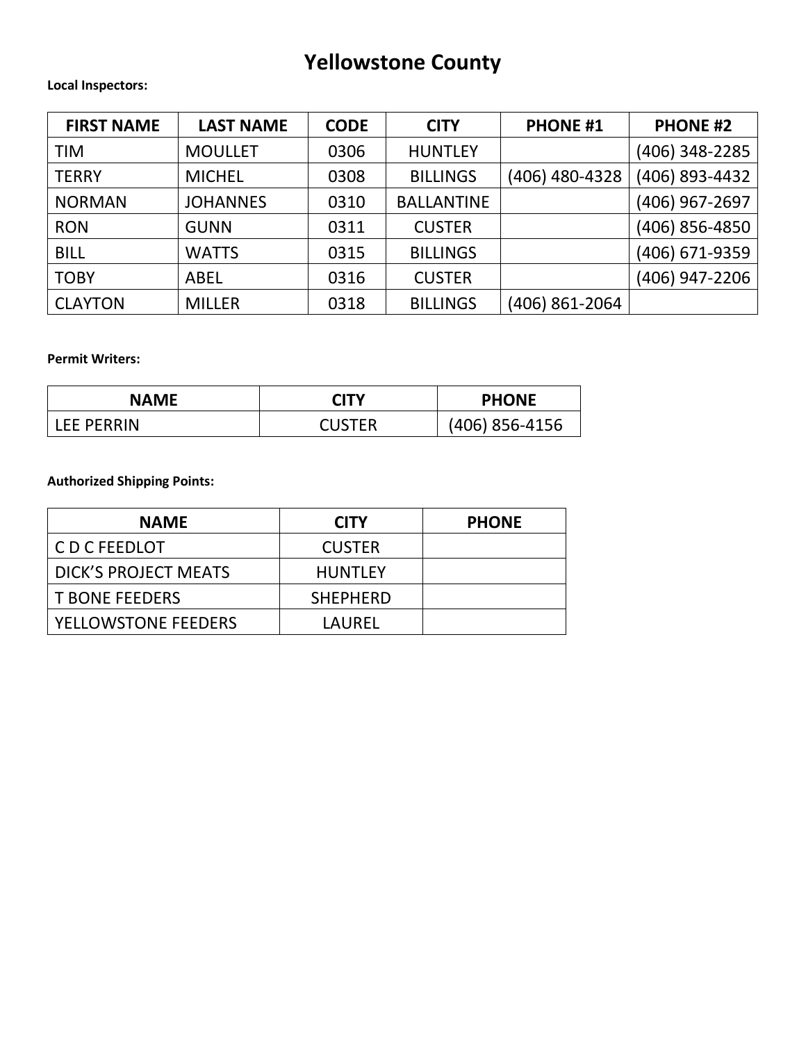# Yellowstone County

**Local Inspectors:**

| FIRST NAME | LAST NAME | CODE | CITY | PHONE #1 | PHONE #2 |
|---|---|---|---|---|---|
| TIM | MOULLET | 0306 | HUNTLEY | | (406) 348-2285 |
| TERRY | MICHEL | 0308 | BILLINGS | (406) 480-4328 | (406) 893-4432 |
| NORMAN | JOHANNES | 0310 | BALLANTINE | | (406) 967-2697 |
| RON | GUNN | 0311 | CUSTER | | (406) 856-4850 |
| BILL | WATTS | 0315 | BILLINGS | | (406) 671-9359 |
| TOBY | ABEL | 0316 | CUSTER | | (406) 947-2206 |
| CLAYTON | MILLER | 0318 | BILLINGS | (406) 861-2064 | |

**Permit Writers:**

| NAME | CITY | PHONE |
|---|---|---|
| LEE PERRIN | CUSTER | (406) 856-4156 |

**Authorized Shipping Points:**

| NAME | CITY | PHONE |
|---|---|---|
| C D C FEEDLOT | CUSTER | |
| DICK'S PROJECT MEATS | HUNTLEY | |
| T BONE FEEDERS | SHEPHERD | |
| YELLOWSTONE FEEDERS | LAUREL | |